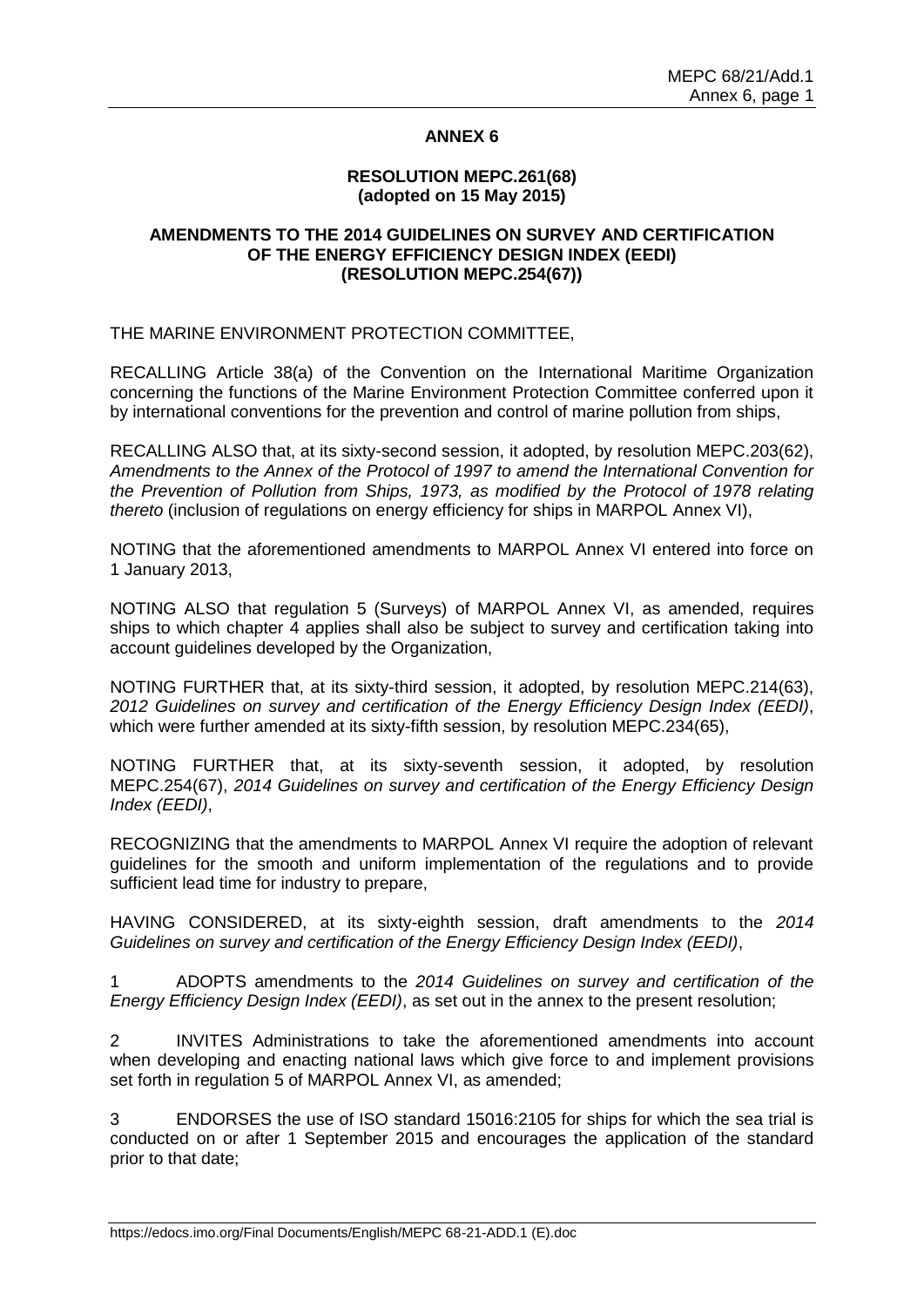# ANNEX 6

## RESOLUTION MEPC.261(68) (adopted on 15 May 2015)

## AMENDMENTS TO THE 2014 GUIDELINES ON SURVEY AND CERTIFICATION OF THE ENERGY EFFICIENCY DESIGN INDEX (EEDI) (RESOLUTION MEPC.254(67))

THE MARINE ENVIRONMENT PROTECTION COMMITTEE,

RECALLING Article 38(a) of the Convention on the International Maritime Organization concerning the functions of the Marine Environment Protection Committee conferred upon it by international conventions for the prevention and control of marine pollution from ships,

RECALLING ALSO that, at its sixty-second session, it adopted, by resolution MEPC.203(62), *Amendments to the Annex of the Protocol of 1997 to amend the International Convention for the Prevention of Pollution from Ships, 1973, as modified by the Protocol of 1978 relating thereto* (inclusion of regulations on energy efficiency for ships in MARPOL Annex VI),

NOTING that the aforementioned amendments to MARPOL Annex VI entered into force on 1 January 2013,

NOTING ALSO that regulation 5 (Surveys) of MARPOL Annex VI, as amended, requires ships to which chapter 4 applies shall also be subject to survey and certification taking into account guidelines developed by the Organization,

NOTING FURTHER that, at its sixty-third session, it adopted, by resolution MEPC.214(63), *2012 Guidelines on survey and certification of the Energy Efficiency Design Index (EEDI)*, which were further amended at its sixty-fifth session, by resolution MEPC.234(65),

NOTING FURTHER that, at its sixty-seventh session, it adopted, by resolution MEPC.254(67), *2014 Guidelines on survey and certification of the Energy Efficiency Design Index (EEDI)*,

RECOGNIZING that the amendments to MARPOL Annex VI require the adoption of relevant guidelines for the smooth and uniform implementation of the regulations and to provide sufficient lead time for industry to prepare,

HAVING CONSIDERED, at its sixty-eighth session, draft amendments to the *2014 Guidelines on survey and certification of the Energy Efficiency Design Index (EEDI)*,

1 ADOPTS amendments to the *2014 Guidelines on survey and certification of the Energy Efficiency Design Index (EEDI)*, as set out in the annex to the present resolution;

2 INVITES Administrations to take the aforementioned amendments into account when developing and enacting national laws which give force to and implement provisions set forth in regulation 5 of MARPOL Annex VI, as amended;

3 ENDORSES the use of ISO standard 15016:2105 for ships for which the sea trial is conducted on or after 1 September 2015 and encourages the application of the standard prior to that date;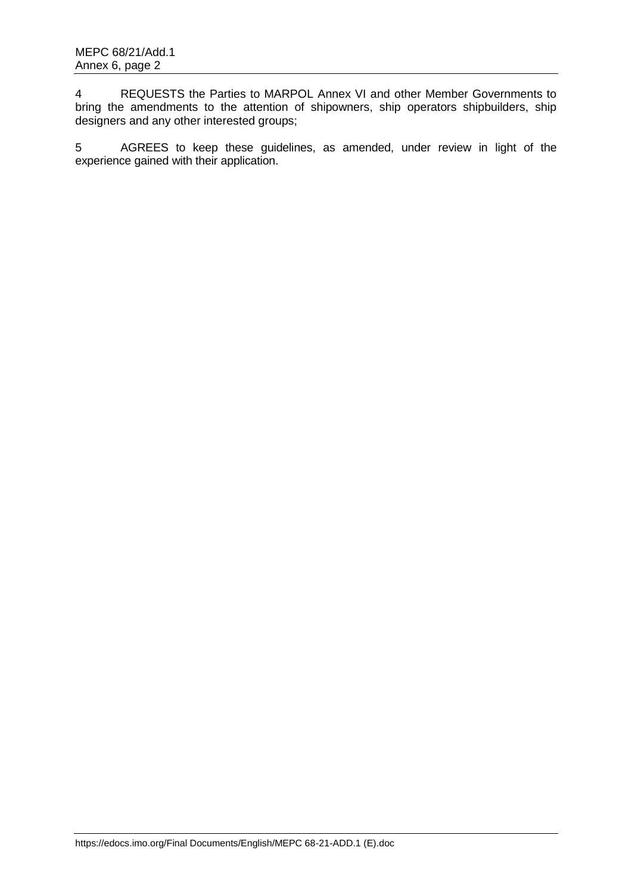4 REQUESTS the Parties to MARPOL Annex VI and other Member Governments to bring the amendments to the attention of shipowners, ship operators shipbuilders, ship designers and any other interested groups;

5 AGREES to keep these guidelines, as amended, under review in light of the experience gained with their application.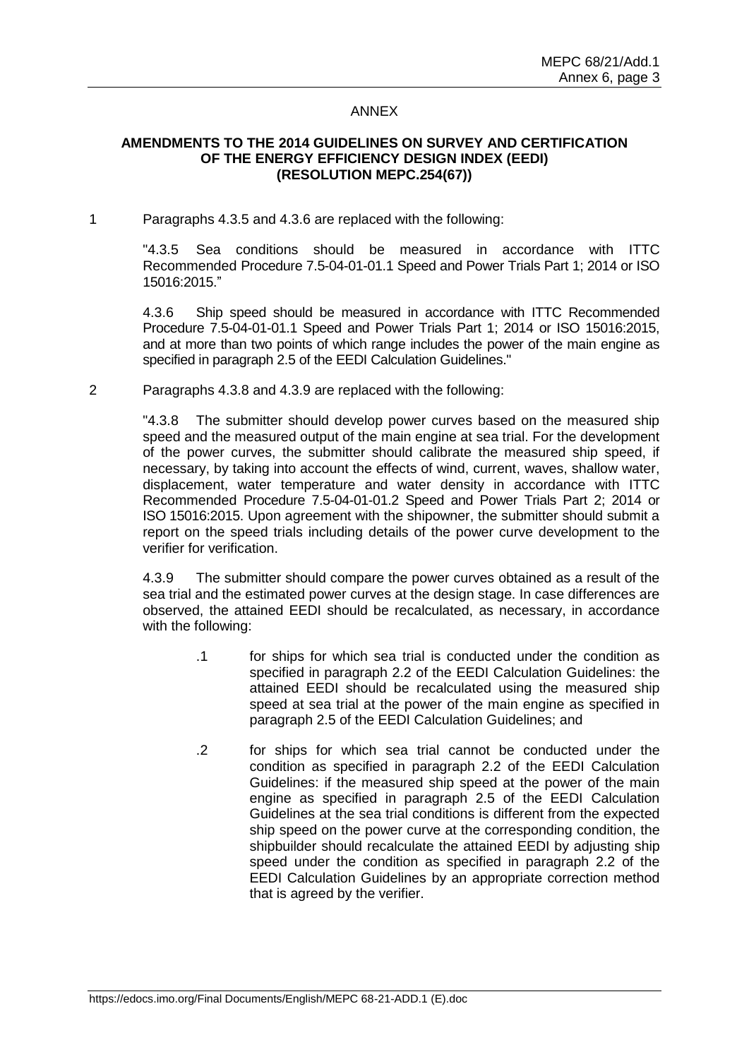## ANNEX

### AMENDMENTS TO THE 2014 GUIDELINES ON SURVEY AND CERTIFICATION OF THE ENERGY EFFICIENCY DESIGN INDEX (EEDI) (RESOLUTION MEPC.254(67))

1 Paragraphs 4.3.5 and 4.3.6 are replaced with the following:

> "4.3.5 Sea conditions should be measured in accordance with ITTC Recommended Procedure 7.5-04-01-01.1 Speed and Power Trials Part 1; 2014 or ISO 15016:2015."
>
> 4.3.6 Ship speed should be measured in accordance with ITTC Recommended Procedure 7.5-04-01-01.1 Speed and Power Trials Part 1; 2014 or ISO 15016:2015, and at more than two points of which range includes the power of the main engine as specified in paragraph 2.5 of the EEDI Calculation Guidelines."

2 Paragraphs 4.3.8 and 4.3.9 are replaced with the following:

> "4.3.8 The submitter should develop power curves based on the measured ship speed and the measured output of the main engine at sea trial. For the development of the power curves, the submitter should calibrate the measured ship speed, if necessary, by taking into account the effects of wind, current, waves, shallow water, displacement, water temperature and water density in accordance with ITTC Recommended Procedure 7.5-04-01-01.2 Speed and Power Trials Part 2; 2014 or ISO 15016:2015. Upon agreement with the shipowner, the submitter should submit a report on the speed trials including details of the power curve development to the verifier for verification.
>
> 4.3.9 The submitter should compare the power curves obtained as a result of the sea trial and the estimated power curves at the design stage. In case differences are observed, the attained EEDI should be recalculated, as necessary, in accordance with the following:
>
> .1 for ships for which sea trial is conducted under the condition as specified in paragraph 2.2 of the EEDI Calculation Guidelines: the attained EEDI should be recalculated using the measured ship speed at sea trial at the power of the main engine as specified in paragraph 2.5 of the EEDI Calculation Guidelines; and
>
> .2 for ships for which sea trial cannot be conducted under the condition as specified in paragraph 2.2 of the EEDI Calculation Guidelines: if the measured ship speed at the power of the main engine as specified in paragraph 2.5 of the EEDI Calculation Guidelines at the sea trial conditions is different from the expected ship speed on the power curve at the corresponding condition, the shipbuilder should recalculate the attained EEDI by adjusting ship speed under the condition as specified in paragraph 2.2 of the EEDI Calculation Guidelines by an appropriate correction method that is agreed by the verifier.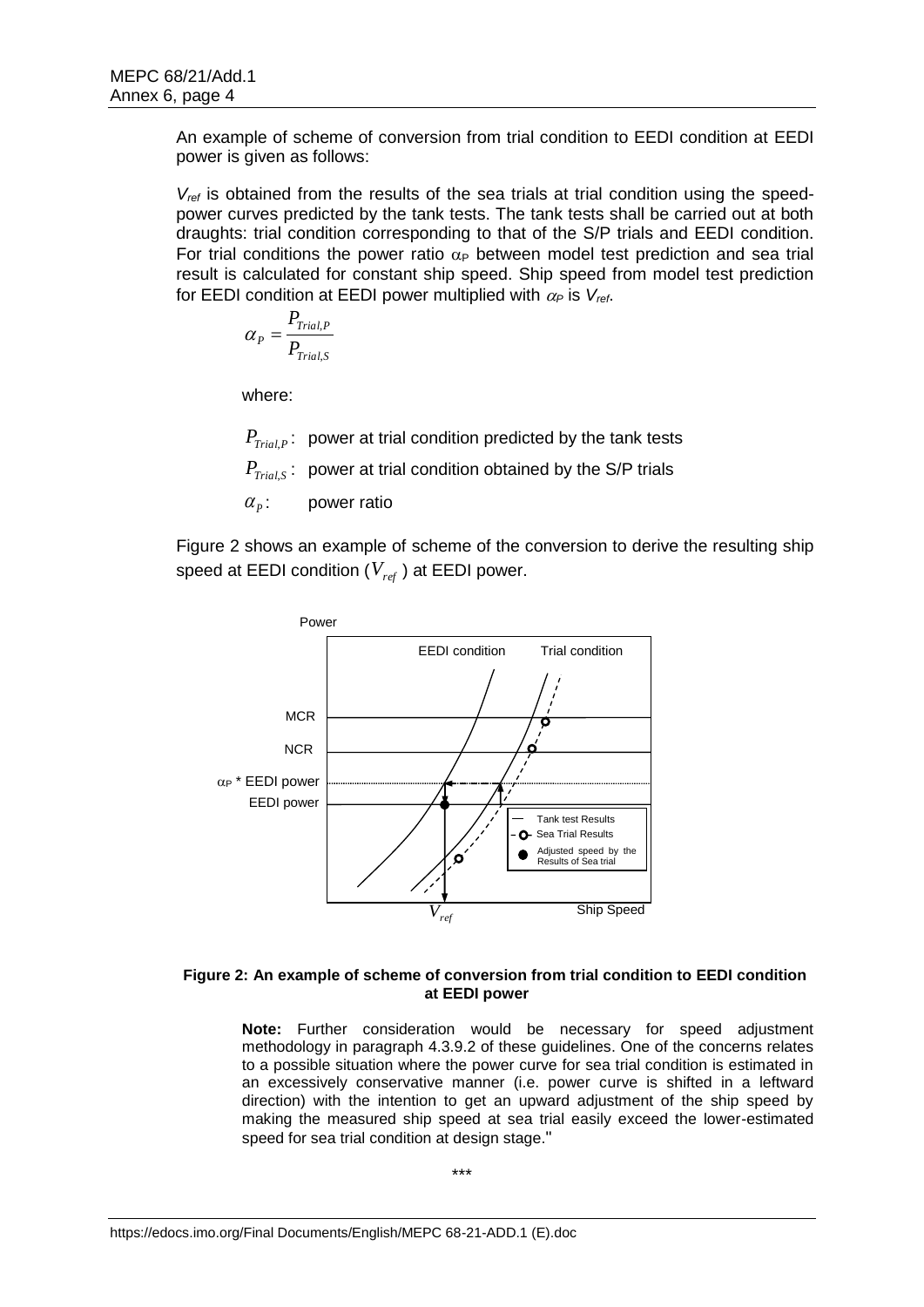An example of scheme of conversion from trial condition to EEDI condition at EEDI power is given as follows:

$V_{ref}$ is obtained from the results of the sea trials at trial condition using the speed-power curves predicted by the tank tests. The tank tests shall be carried out at both draughts: trial condition corresponding to that of the S/P trials and EEDI condition. For trial conditions the power ratio $\alpha_P$ between model test prediction and sea trial result is calculated for constant ship speed. Ship speed from model test prediction for EEDI condition at EEDI power multiplied with $\alpha_P$ is $V_{ref}$.

$$\alpha_P = \frac{P_{Trial,P}}{P_{Trial,S}}$$

where:

$P_{Trial,P}$: power at trial condition predicted by the tank tests

$P_{Trial,S}$: power at trial condition obtained by the S/P trials

$\alpha_P$: power ratio

Figure 2 shows an example of scheme of the conversion to derive the resulting ship speed at EEDI condition ($V_{ref}$) at EEDI power.

Power

EEDI condition

Trial condition

MCR

NCR

$\alpha_P$ * EEDI power

EEDI power

Tank test Results

Sea Trial Results

Adjusted speed by the Results of Sea trial

$V_{ref}$

Ship Speed

**Figure 2: An example of scheme of conversion from trial condition to EEDI condition at EEDI power**

**Note:** Further consideration would be necessary for speed adjustment methodology in paragraph 4.3.9.2 of these guidelines. One of the concerns relates to a possible situation where the power curve for sea trial condition is estimated in an excessively conservative manner (i.e. power curve is shifted in a leftward direction) with the intention to get an upward adjustment of the ship speed by making the measured ship speed at sea trial easily exceed the lower-estimated speed for sea trial condition at design stage."

\*\*\*